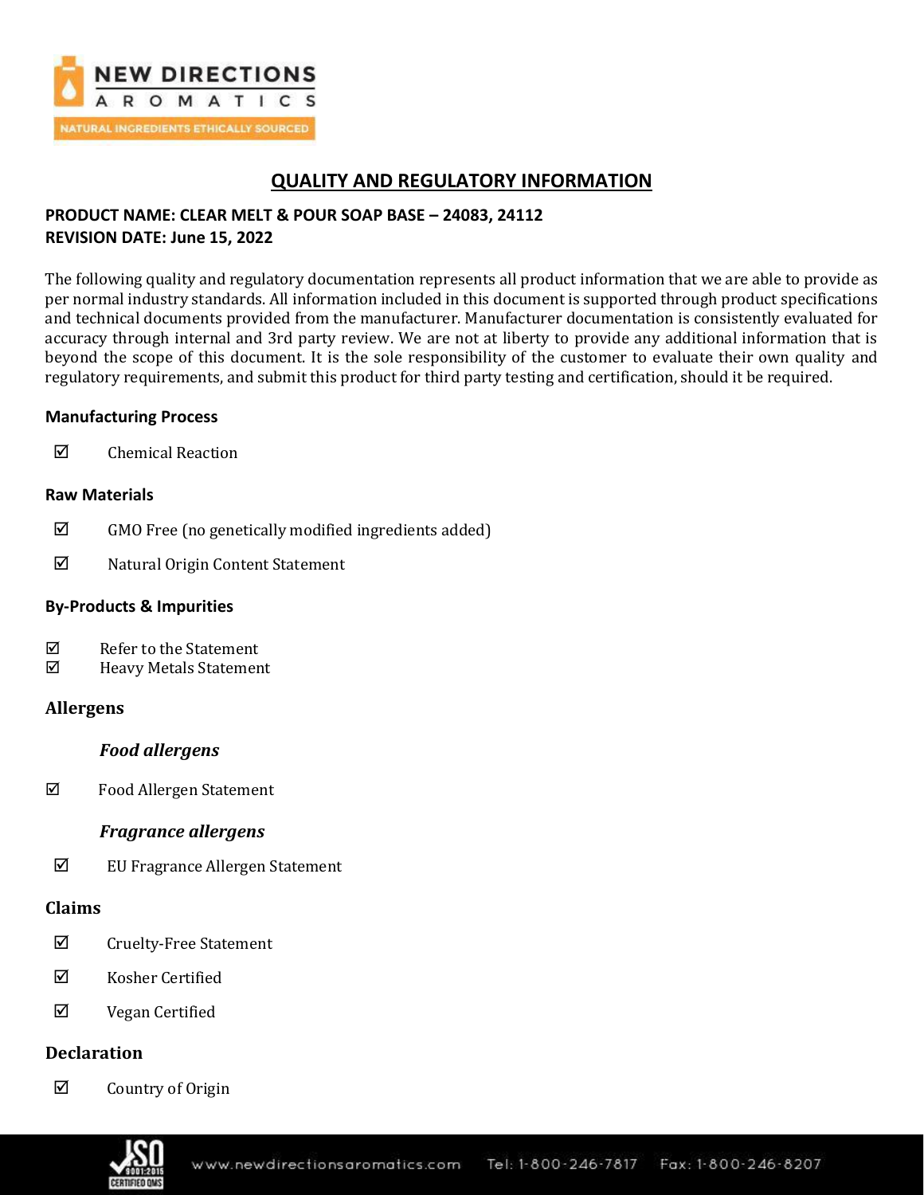NEW DIRECTIONS AROMATICS

NATURAL INGREDIENTS ETHICALLY SOURCED

# QUALITY AND REGULATORY INFORMATION

**PRODUCT NAME: CLEAR MELT & POUR SOAP BASE – 24083, 24112**
**REVISION DATE: June 15, 2022**

The following quality and regulatory documentation represents all product information that we are able to provide as per normal industry standards. All information included in this document is supported through product specifications and technical documents provided from the manufacturer. Manufacturer documentation is consistently evaluated for accuracy through internal and 3rd party review. We are not at liberty to provide any additional information that is beyond the scope of this document. It is the sole responsibility of the customer to evaluate their own quality and regulatory requirements, and submit this product for third party testing and certification, should it be required.

### Manufacturing Process

- ☑ Chemical Reaction

### Raw Materials

- ☑ GMO Free (no genetically modified ingredients added)
- ☑ Natural Origin Content Statement

### By-Products & Impurities

- ☑ Refer to the Statement
- ☑ Heavy Metals Statement

### Allergens

#### *Food allergens*

- ☑ Food Allergen Statement

#### *Fragrance allergens*

- ☑ EU Fragrance Allergen Statement

### Claims

- ☑ Cruelty-Free Statement
- ☑ Kosher Certified
- ☑ Vegan Certified

### Declaration

- ☑ Country of Origin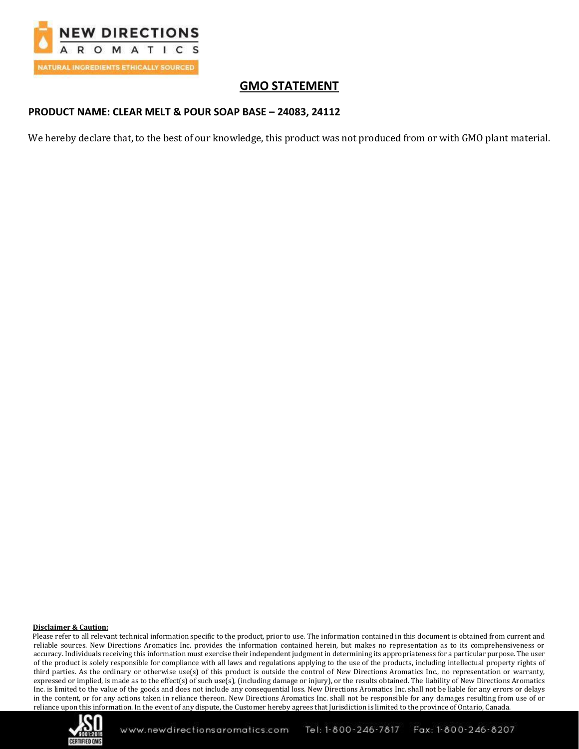## GMO STATEMENT

**PRODUCT NAME: CLEAR MELT & POUR SOAP BASE – 24083, 24112**

We hereby declare that, to the best of our knowledge, this product was not produced from or with GMO plant material.

**Disclaimer & Caution:**

Please refer to all relevant technical information specific to the product, prior to use. The information contained in this document is obtained from current and reliable sources. New Directions Aromatics Inc. provides the information contained herein, but makes no representation as to its comprehensiveness or accuracy. Individuals receiving this information must exercise their independent judgment in determining its appropriateness for a particular purpose. The user of the product is solely responsible for compliance with all laws and regulations applying to the use of the products, including intellectual property rights of third parties. As the ordinary or otherwise use(s) of this product is outside the control of New Directions Aromatics Inc., no representation or warranty, expressed or implied, is made as to the effect(s) of such use(s), (including damage or injury), or the results obtained. The liability of New Directions Aromatics Inc. is limited to the value of the goods and does not include any consequential loss. New Directions Aromatics Inc. shall not be liable for any errors or delays in the content, or for any actions taken in reliance thereon. New Directions Aromatics Inc. shall not be responsible for any damages resulting from use of or reliance upon this information. In the event of any dispute, the Customer hereby agrees that Jurisdiction is limited to the province of Ontario, Canada.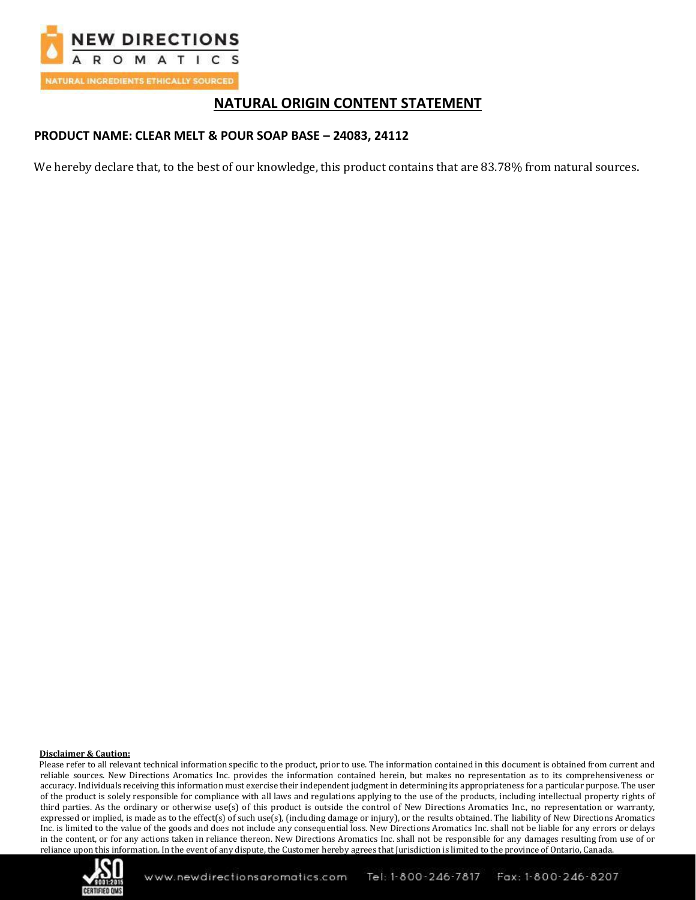NEW DIRECTIONS
AROMATICS
NATURAL INGREDIENTS ETHICALLY SOURCED

# NATURAL ORIGIN CONTENT STATEMENT

**PRODUCT NAME: CLEAR MELT & POUR SOAP BASE – 24083, 24112**

We hereby declare that, to the best of our knowledge, this product contains that are 83.78% from natural sources.

**Disclaimer & Caution:**

Please refer to all relevant technical information specific to the product, prior to use. The information contained in this document is obtained from current and reliable sources. New Directions Aromatics Inc. provides the information contained herein, but makes no representation as to its comprehensiveness or accuracy. Individuals receiving this information must exercise their independent judgment in determining its appropriateness for a particular purpose. The user of the product is solely responsible for compliance with all laws and regulations applying to the use of the products, including intellectual property rights of third parties. As the ordinary or otherwise use(s) of this product is outside the control of New Directions Aromatics Inc., no representation or warranty, expressed or implied, is made as to the effect(s) of such use(s), (including damage or injury), or the results obtained. The liability of New Directions Aromatics Inc. is limited to the value of the goods and does not include any consequential loss. New Directions Aromatics Inc. shall not be liable for any errors or delays in the content, or for any actions taken in reliance thereon. New Directions Aromatics Inc. shall not be responsible for any damages resulting from use of or reliance upon this information. In the event of any dispute, the Customer hereby agrees that Jurisdiction is limited to the province of Ontario, Canada.

www.newdirectionsaromatics.com Tel: 1-800-246-7817 Fax: 1-800-246-8207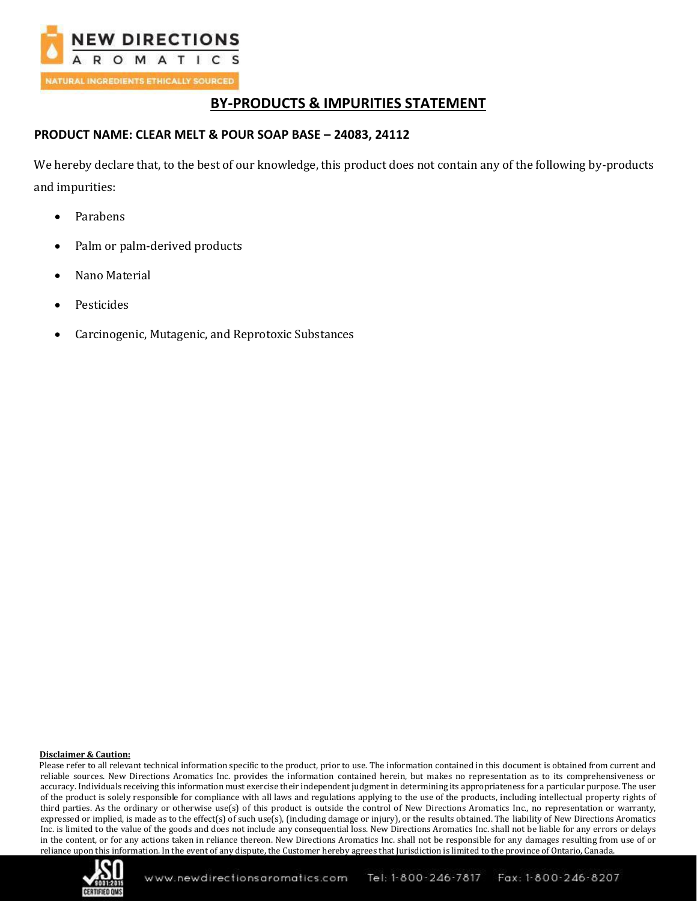# BY-PRODUCTS & IMPURITIES STATEMENT

**PRODUCT NAME: CLEAR MELT & POUR SOAP BASE – 24083, 24112**

We hereby declare that, to the best of our knowledge, this product does not contain any of the following by-products and impurities:

- Parabens
- Palm or palm-derived products
- Nano Material
- Pesticides
- Carcinogenic, Mutagenic, and Reprotoxic Substances

**Disclaimer & Caution:**

Please refer to all relevant technical information specific to the product, prior to use. The information contained in this document is obtained from current and reliable sources. New Directions Aromatics Inc. provides the information contained herein, but makes no representation as to its comprehensiveness or accuracy. Individuals receiving this information must exercise their independent judgment in determining its appropriateness for a particular purpose. The user of the product is solely responsible for compliance with all laws and regulations applying to the use of the products, including intellectual property rights of third parties. As the ordinary or otherwise use(s) of this product is outside the control of New Directions Aromatics Inc., no representation or warranty, expressed or implied, is made as to the effect(s) of such use(s), (including damage or injury), or the results obtained. The liability of New Directions Aromatics Inc. is limited to the value of the goods and does not include any consequential loss. New Directions Aromatics Inc. shall not be liable for any errors or delays in the content, or for any actions taken in reliance thereon. New Directions Aromatics Inc. shall not be responsible for any damages resulting from use of or reliance upon this information. In the event of any dispute, the Customer hereby agrees that Jurisdiction is limited to the province of Ontario, Canada.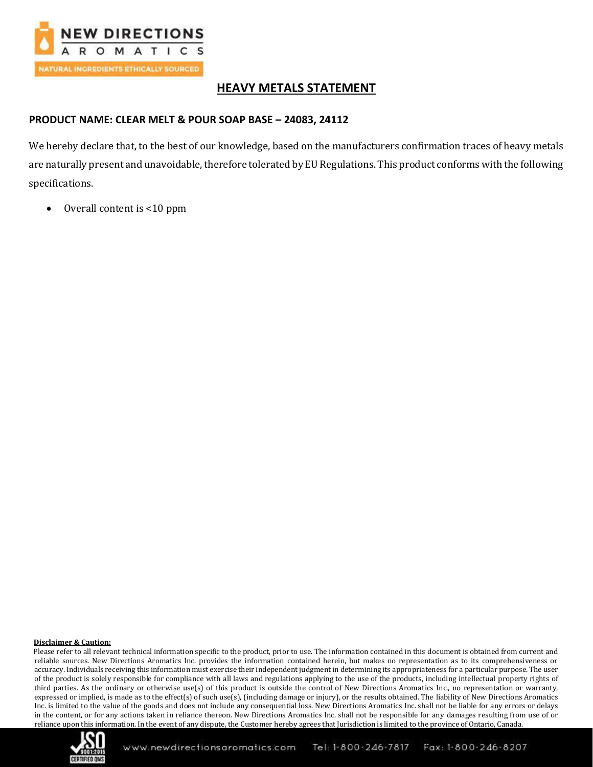# HEAVY METALS STATEMENT

**PRODUCT NAME: CLEAR MELT & POUR SOAP BASE – 24083, 24112**

We hereby declare that, to the best of our knowledge, based on the manufacturers confirmation traces of heavy metals are naturally present and unavoidable, therefore tolerated by EU Regulations. This product conforms with the following specifications.

- Overall content is <10 ppm

**Disclaimer & Caution:**

Please refer to all relevant technical information specific to the product, prior to use. The information contained in this document is obtained from current and reliable sources. New Directions Aromatics Inc. provides the information contained herein, but makes no representation as to its comprehensiveness or accuracy. Individuals receiving this information must exercise their independent judgment in determining its appropriateness for a particular purpose. The user of the product is solely responsible for compliance with all laws and regulations applying to the use of the products, including intellectual property rights of third parties. As the ordinary or otherwise use(s) of this product is outside the control of New Directions Aromatics Inc., no representation or warranty, expressed or implied, is made as to the effect(s) of such use(s), (including damage or injury), or the results obtained. The liability of New Directions Aromatics Inc. is limited to the value of the goods and does not include any consequential loss. New Directions Aromatics Inc. shall not be liable for any errors or delays in the content, or for any actions taken in reliance thereon. New Directions Aromatics Inc. shall not be responsible for any damages resulting from use of or reliance upon this information. In the event of any dispute, the Customer hereby agrees that Jurisdiction is limited to the province of Ontario, Canada.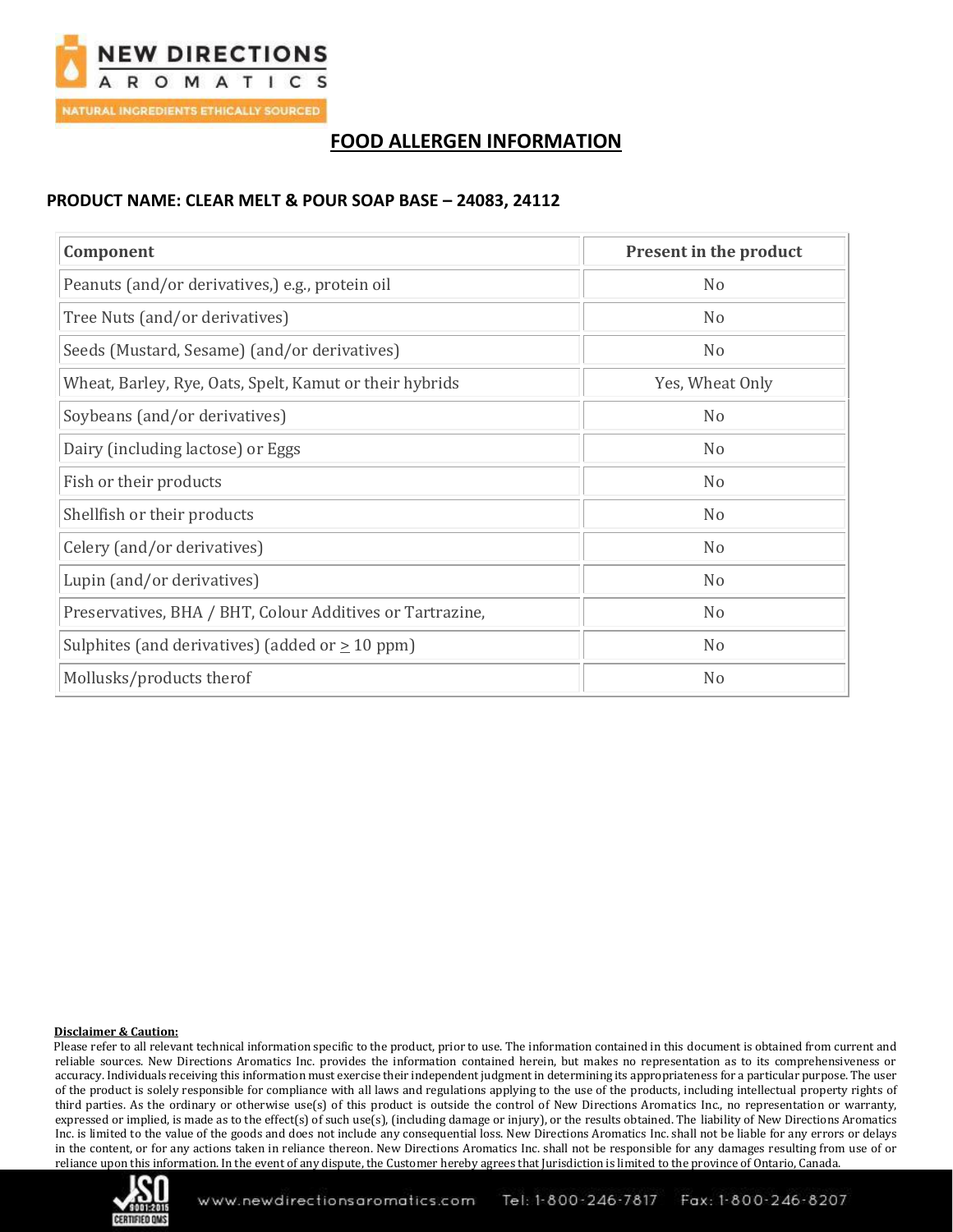# FOOD ALLERGEN INFORMATION

**PRODUCT NAME: CLEAR MELT & POUR SOAP BASE – 24083, 24112**

| Component | Present in the product |
|---|---|
| Peanuts (and/or derivatives,) e.g., protein oil | No |
| Tree Nuts (and/or derivatives) | No |
| Seeds (Mustard, Sesame) (and/or derivatives) | No |
| Wheat, Barley, Rye, Oats, Spelt, Kamut or their hybrids | Yes, Wheat Only |
| Soybeans (and/or derivatives) | No |
| Dairy (including lactose) or Eggs | No |
| Fish or their products | No |
| Shellfish or their products | No |
| Celery (and/or derivatives) | No |
| Lupin (and/or derivatives) | No |
| Preservatives, BHA / BHT, Colour Additives or Tartrazine, | No |
| Sulphites (and derivatives) (added or ≥ 10 ppm) | No |
| Mollusks/products therof | No |

**Disclaimer & Caution:**

Please refer to all relevant technical information specific to the product, prior to use. The information contained in this document is obtained from current and reliable sources. New Directions Aromatics Inc. provides the information contained herein, but makes no representation as to its comprehensiveness or accuracy. Individuals receiving this information must exercise their independent judgment in determining its appropriateness for a particular purpose. The user of the product is solely responsible for compliance with all laws and regulations applying to the use of the products, including intellectual property rights of third parties. As the ordinary or otherwise use(s) of this product is outside the control of New Directions Aromatics Inc., no representation or warranty, expressed or implied, is made as to the effect(s) of such use(s), (including damage or injury), or the results obtained. The liability of New Directions Aromatics Inc. is limited to the value of the goods and does not include any consequential loss. New Directions Aromatics Inc. shall not be liable for any errors or delays in the content, or for any actions taken in reliance thereon. New Directions Aromatics Inc. shall not be responsible for any damages resulting from use of or reliance upon this information. In the event of any dispute, the Customer hereby agrees that Jurisdiction is limited to the province of Ontario, Canada.

www.newdirectionsaromatics.com Tel: 1-800-246-7817 Fax: 1-800-246-8207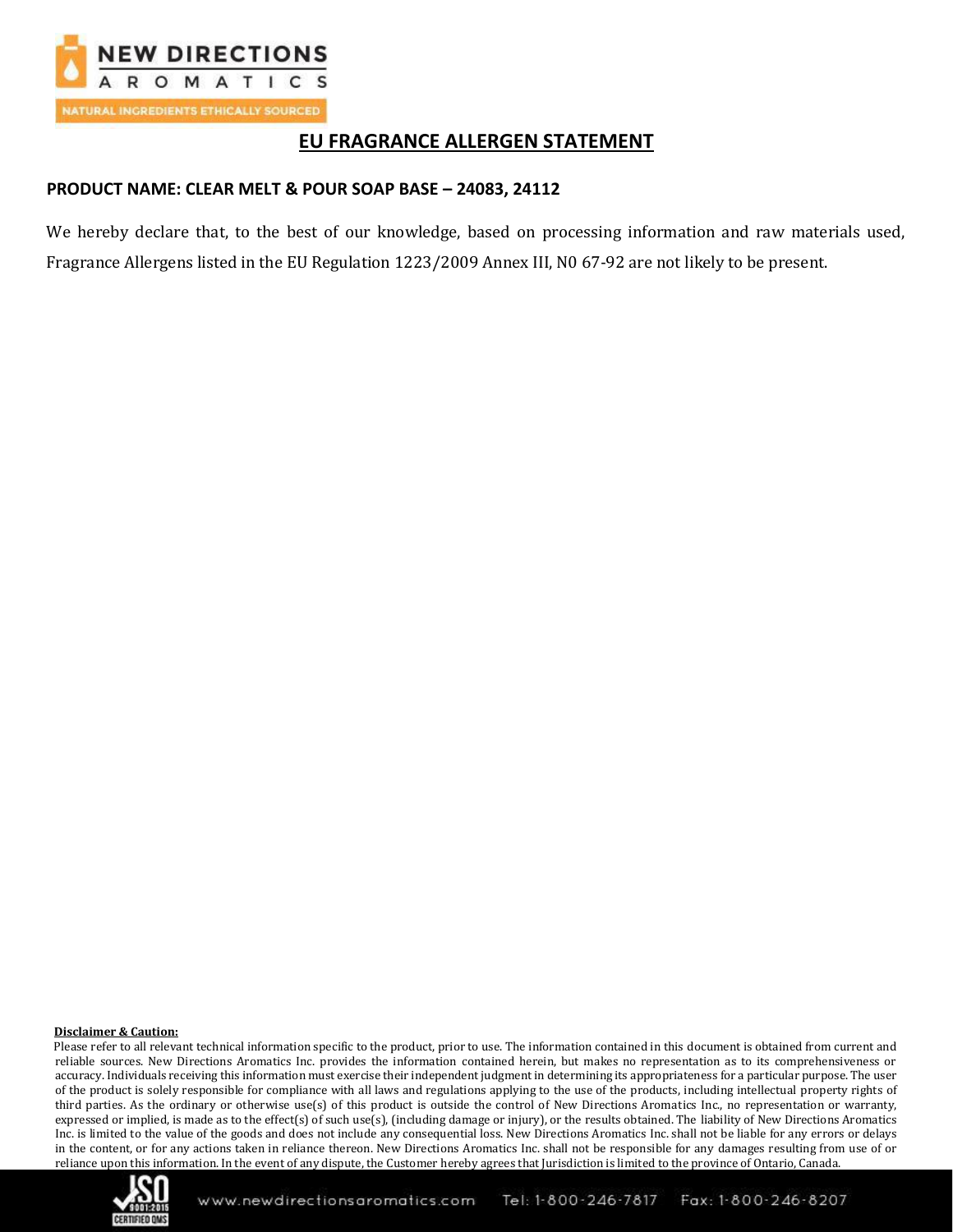# EU FRAGRANCE ALLERGEN STATEMENT

**PRODUCT NAME: CLEAR MELT & POUR SOAP BASE – 24083, 24112**

We hereby declare that, to the best of our knowledge, based on processing information and raw materials used, Fragrance Allergens listed in the EU Regulation 1223/2009 Annex III, N0 67-92 are not likely to be present.

**Disclaimer & Caution:**

Please refer to all relevant technical information specific to the product, prior to use. The information contained in this document is obtained from current and reliable sources. New Directions Aromatics Inc. provides the information contained herein, but makes no representation as to its comprehensiveness or accuracy. Individuals receiving this information must exercise their independent judgment in determining its appropriateness for a particular purpose. The user of the product is solely responsible for compliance with all laws and regulations applying to the use of the products, including intellectual property rights of third parties. As the ordinary or otherwise use(s) of this product is outside the control of New Directions Aromatics Inc., no representation or warranty, expressed or implied, is made as to the effect(s) of such use(s), (including damage or injury), or the results obtained. The liability of New Directions Aromatics Inc. is limited to the value of the goods and does not include any consequential loss. New Directions Aromatics Inc. shall not be liable for any errors or delays in the content, or for any actions taken in reliance thereon. New Directions Aromatics Inc. shall not be responsible for any damages resulting from use of or reliance upon this information. In the event of any dispute, the Customer hereby agrees that Jurisdiction is limited to the province of Ontario, Canada.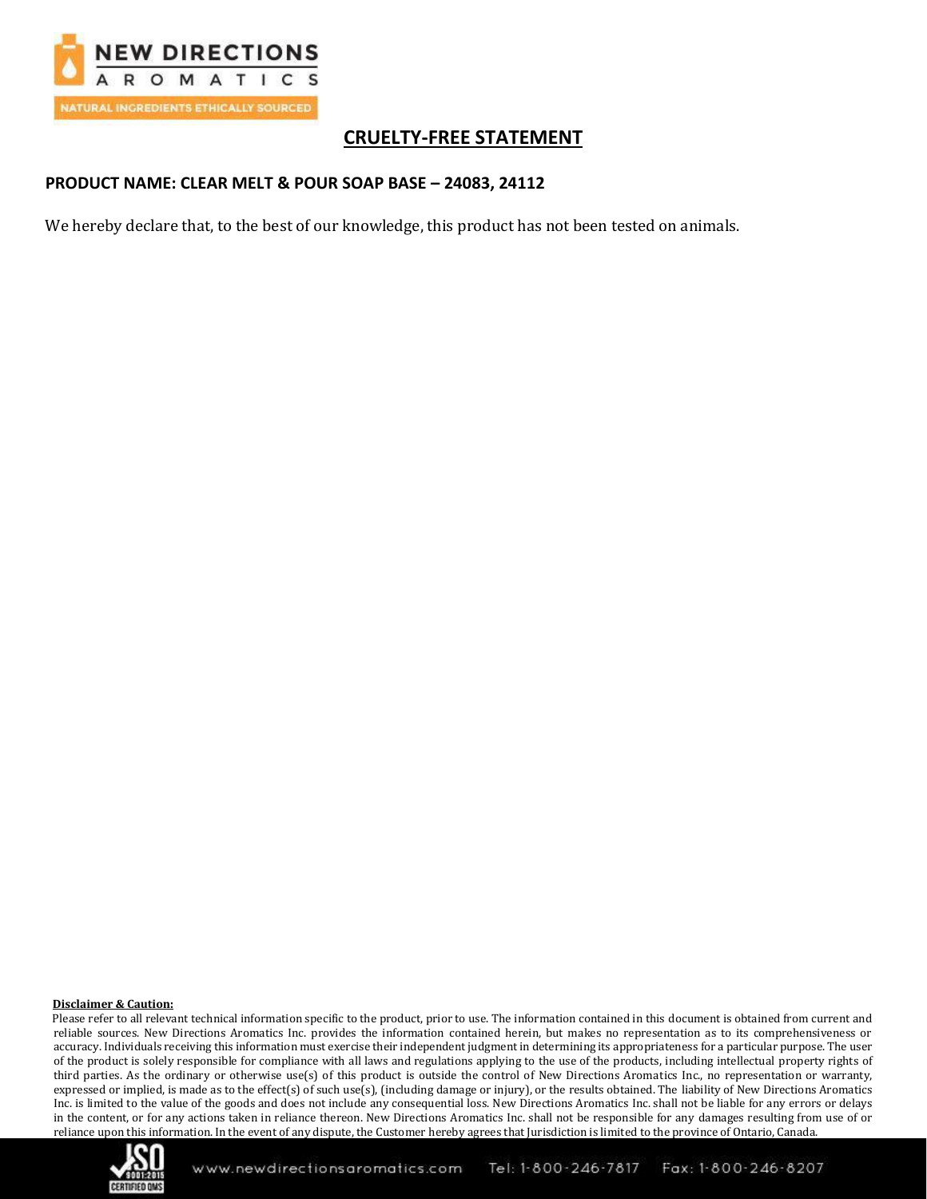## CRUELTY-FREE STATEMENT

**PRODUCT NAME: CLEAR MELT & POUR SOAP BASE – 24083, 24112**

We hereby declare that, to the best of our knowledge, this product has not been tested on animals.

**Disclaimer & Caution:**

Please refer to all relevant technical information specific to the product, prior to use. The information contained in this document is obtained from current and reliable sources. New Directions Aromatics Inc. provides the information contained herein, but makes no representation as to its comprehensiveness or accuracy. Individuals receiving this information must exercise their independent judgment in determining its appropriateness for a particular purpose. The user of the product is solely responsible for compliance with all laws and regulations applying to the use of the products, including intellectual property rights of third parties. As the ordinary or otherwise use(s) of this product is outside the control of New Directions Aromatics Inc., no representation or warranty, expressed or implied, is made as to the effect(s) of such use(s), (including damage or injury), or the results obtained. The liability of New Directions Aromatics Inc. is limited to the value of the goods and does not include any consequential loss. New Directions Aromatics Inc. shall not be liable for any errors or delays in the content, or for any actions taken in reliance thereon. New Directions Aromatics Inc. shall not be responsible for any damages resulting from use of or reliance upon this information. In the event of any dispute, the Customer hereby agrees that Jurisdiction is limited to the province of Ontario, Canada.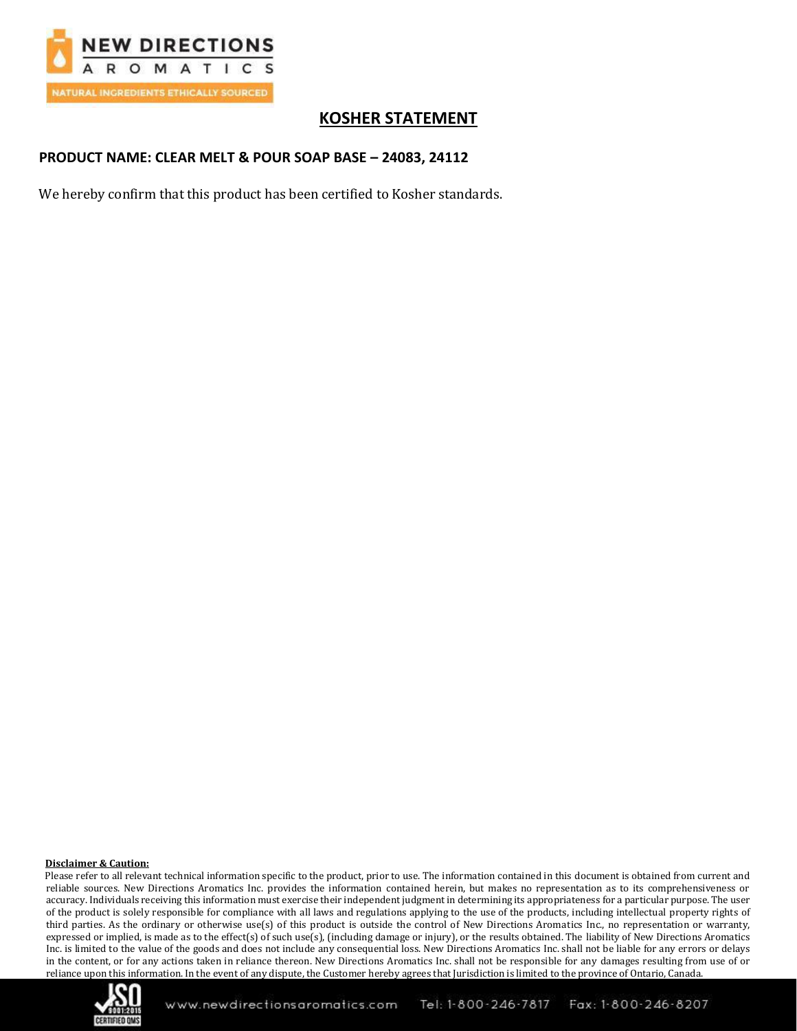# KOSHER STATEMENT

**PRODUCT NAME: CLEAR MELT & POUR SOAP BASE – 24083, 24112**

We hereby confirm that this product has been certified to Kosher standards.

**Disclaimer & Caution:**

Please refer to all relevant technical information specific to the product, prior to use. The information contained in this document is obtained from current and reliable sources. New Directions Aromatics Inc. provides the information contained herein, but makes no representation as to its comprehensiveness or accuracy. Individuals receiving this information must exercise their independent judgment in determining its appropriateness for a particular purpose. The user of the product is solely responsible for compliance with all laws and regulations applying to the use of the products, including intellectual property rights of third parties. As the ordinary or otherwise use(s) of this product is outside the control of New Directions Aromatics Inc., no representation or warranty, expressed or implied, is made as to the effect(s) of such use(s), (including damage or injury), or the results obtained. The liability of New Directions Aromatics Inc. is limited to the value of the goods and does not include any consequential loss. New Directions Aromatics Inc. shall not be liable for any errors or delays in the content, or for any actions taken in reliance thereon. New Directions Aromatics Inc. shall not be responsible for any damages resulting from use of or reliance upon this information. In the event of any dispute, the Customer hereby agrees that Jurisdiction is limited to the province of Ontario, Canada.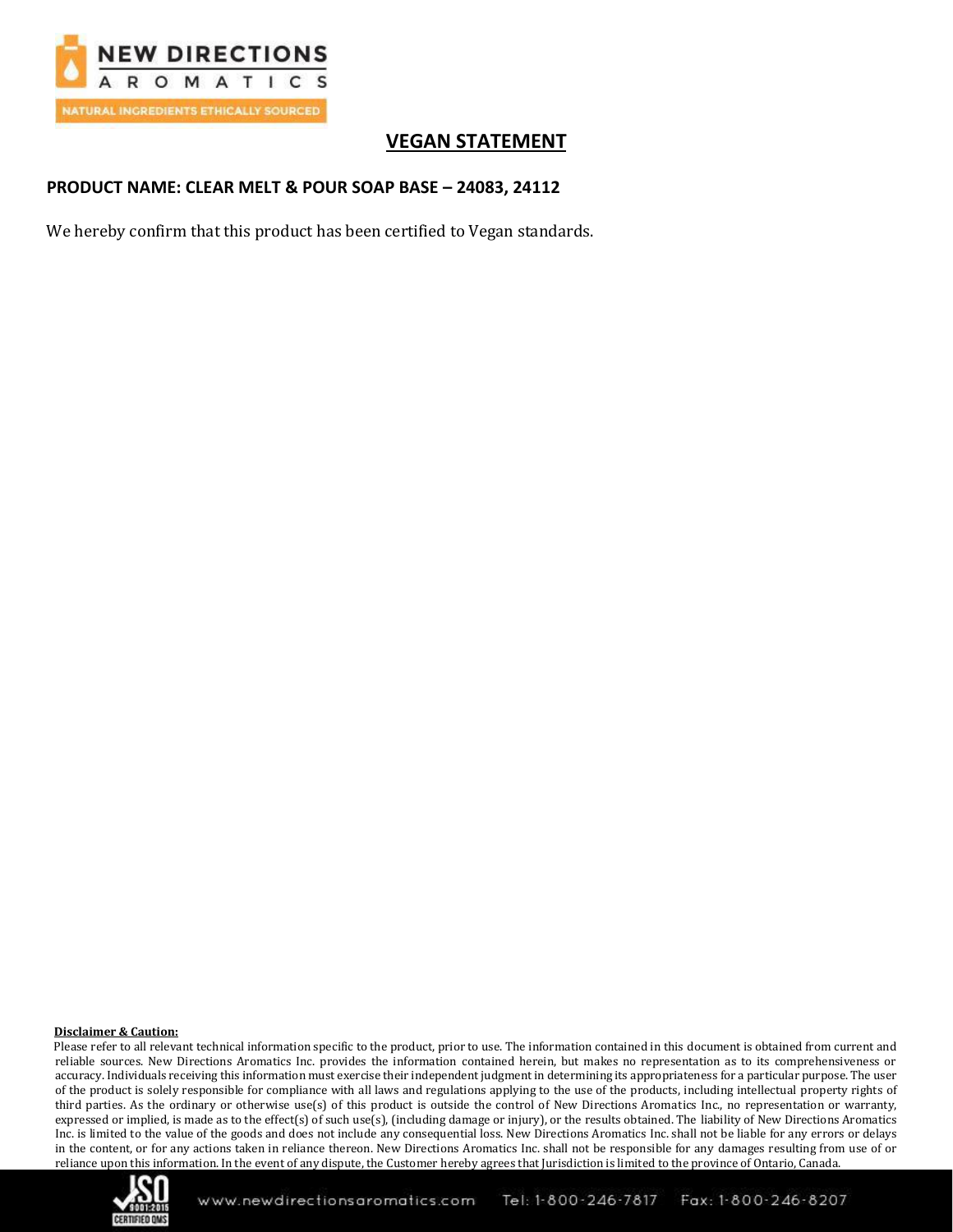# VEGAN STATEMENT

## PRODUCT NAME: CLEAR MELT & POUR SOAP BASE – 24083, 24112

We hereby confirm that this product has been certified to Vegan standards.

**Disclaimer & Caution:**

Please refer to all relevant technical information specific to the product, prior to use. The information contained in this document is obtained from current and reliable sources. New Directions Aromatics Inc. provides the information contained herein, but makes no representation as to its comprehensiveness or accuracy. Individuals receiving this information must exercise their independent judgment in determining its appropriateness for a particular purpose. The user of the product is solely responsible for compliance with all laws and regulations applying to the use of the products, including intellectual property rights of third parties. As the ordinary or otherwise use(s) of this product is outside the control of New Directions Aromatics Inc., no representation or warranty, expressed or implied, is made as to the effect(s) of such use(s), (including damage or injury), or the results obtained. The liability of New Directions Aromatics Inc. is limited to the value of the goods and does not include any consequential loss. New Directions Aromatics Inc. shall not be liable for any errors or delays in the content, or for any actions taken in reliance thereon. New Directions Aromatics Inc. shall not be responsible for any damages resulting from use of or reliance upon this information. In the event of any dispute, the Customer hereby agrees that Jurisdiction is limited to the province of Ontario, Canada.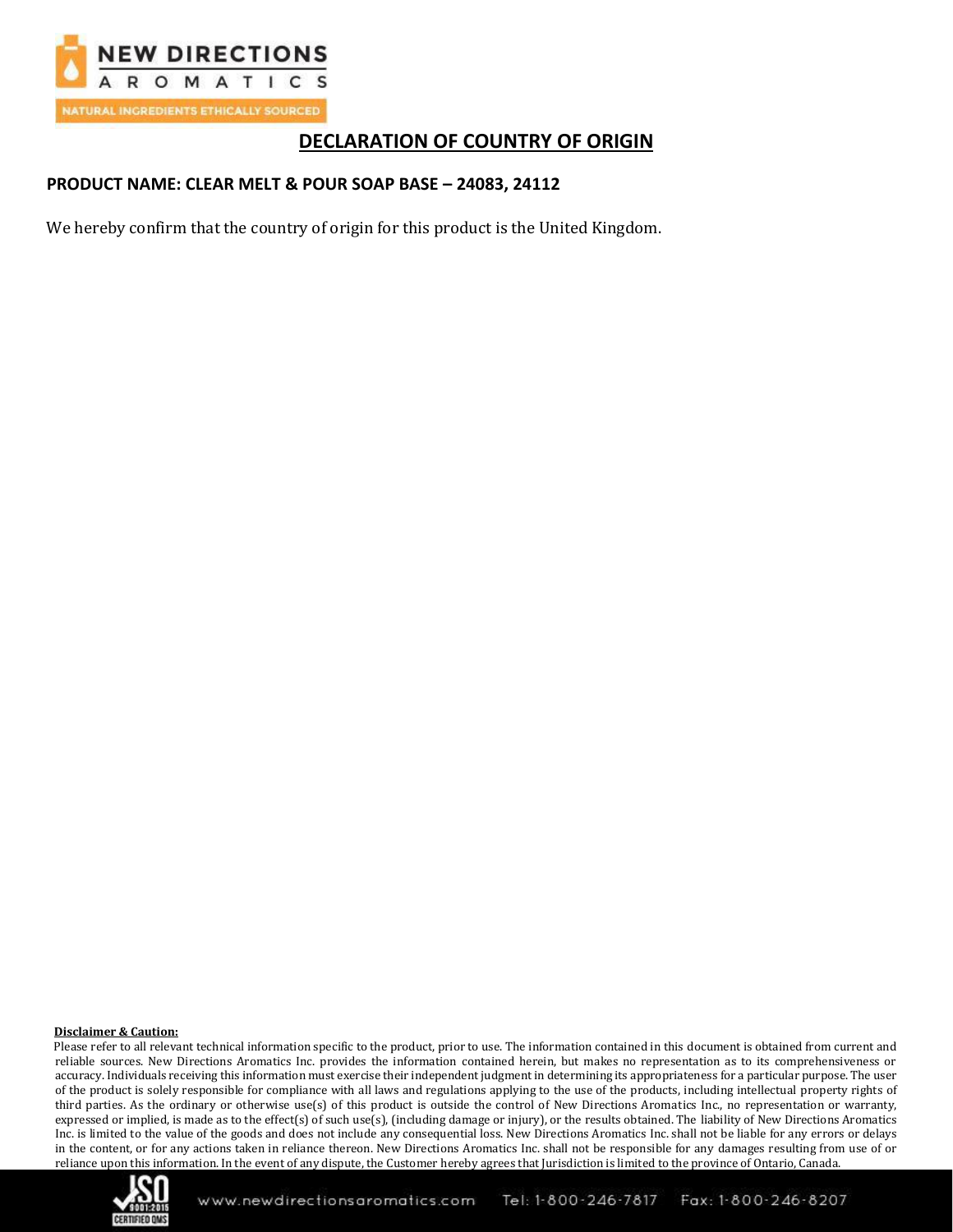# DECLARATION OF COUNTRY OF ORIGIN

**PRODUCT NAME: CLEAR MELT & POUR SOAP BASE – 24083, 24112**

We hereby confirm that the country of origin for this product is the United Kingdom.

**Disclaimer & Caution:**

Please refer to all relevant technical information specific to the product, prior to use. The information contained in this document is obtained from current and reliable sources. New Directions Aromatics Inc. provides the information contained herein, but makes no representation as to its comprehensiveness or accuracy. Individuals receiving this information must exercise their independent judgment in determining its appropriateness for a particular purpose. The user of the product is solely responsible for compliance with all laws and regulations applying to the use of the products, including intellectual property rights of third parties. As the ordinary or otherwise use(s) of this product is outside the control of New Directions Aromatics Inc., no representation or warranty, expressed or implied, is made as to the effect(s) of such use(s), (including damage or injury), or the results obtained. The liability of New Directions Aromatics Inc. is limited to the value of the goods and does not include any consequential loss. New Directions Aromatics Inc. shall not be liable for any errors or delays in the content, or for any actions taken in reliance thereon. New Directions Aromatics Inc. shall not be responsible for any damages resulting from use of or reliance upon this information. In the event of any dispute, the Customer hereby agrees that Jurisdiction is limited to the province of Ontario, Canada.